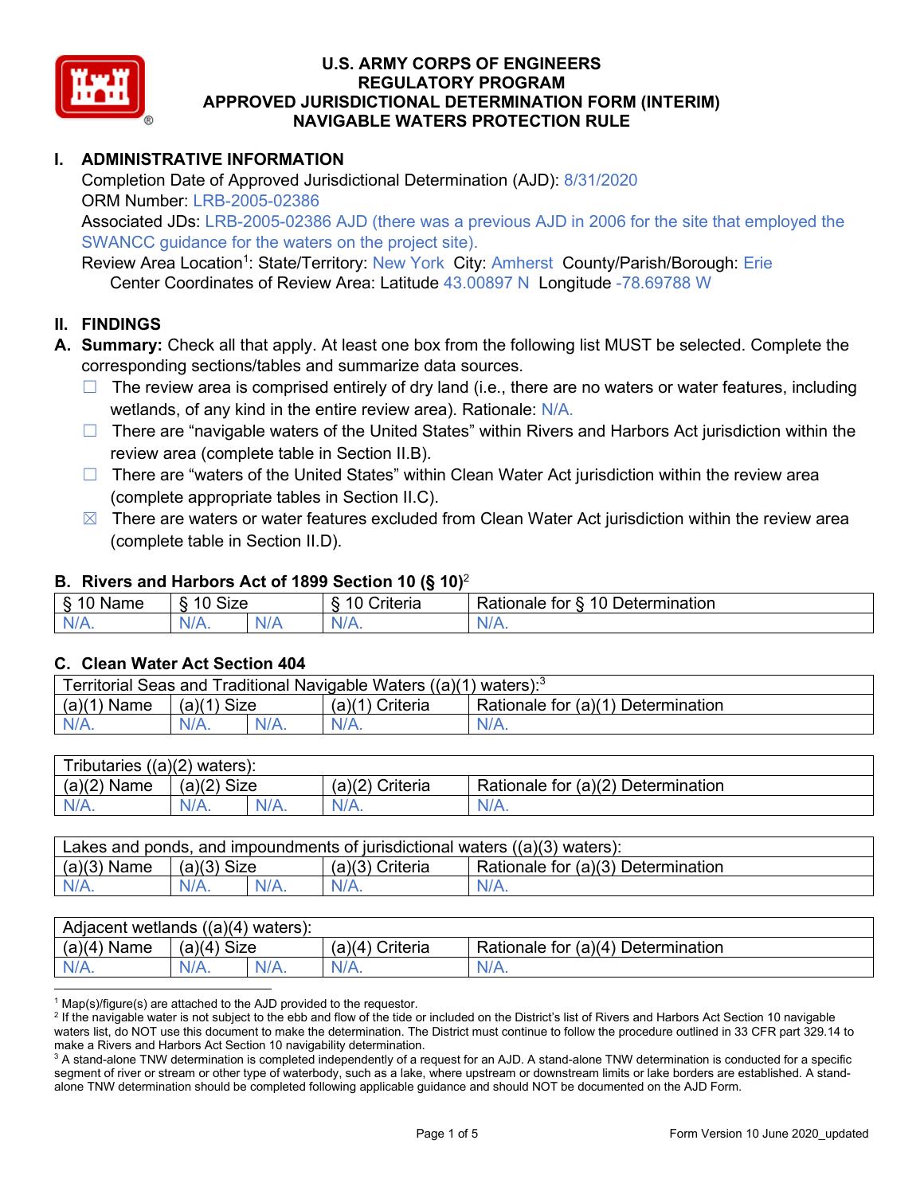# U.S. ARMY CORPS OF ENGINEERS
# REGULATORY PROGRAM
# APPROVED JURISDICTIONAL DETERMINATION FORM (INTERIM)
# NAVIGABLE WATERS PROTECTION RULE

## I. ADMINISTRATIVE INFORMATION

Completion Date of Approved Jurisdictional Determination (AJD): 8/31/2020
ORM Number: LRB-2005-02386
Associated JDs: LRB-2005-02386 AJD (there was a previous AJD in 2006 for the site that employed the SWANCC guidance for the waters on the project site).
Review Area Location[1]: State/Territory: New York City: Amherst County/Parish/Borough: Erie
Center Coordinates of Review Area: Latitude 43.00897 N Longitude -78.69788 W

## II. FINDINGS

**A. Summary:** Check all that apply. At least one box from the following list MUST be selected. Complete the corresponding sections/tables and summarize data sources.

- ☐ The review area is comprised entirely of dry land (i.e., there are no waters or water features, including wetlands, of any kind in the entire review area). Rationale: N/A.
- ☐ There are "navigable waters of the United States" within Rivers and Harbors Act jurisdiction within the review area (complete table in Section II.B).
- ☐ There are "waters of the United States" within Clean Water Act jurisdiction within the review area (complete appropriate tables in Section II.C).
- ☒ There are waters or water features excluded from Clean Water Act jurisdiction within the review area (complete table in Section II.D).

### B. Rivers and Harbors Act of 1899 Section 10 (§ 10)[2]

| § 10 Name | § 10 Size | | § 10 Criteria | Rationale for § 10 Determination |
|---|---|---|---|---|
| N/A. | N/A. | N/A | N/A. | N/A. |

### C. Clean Water Act Section 404

| Territorial Seas and Traditional Navigable Waters ((a)(1) waters):[3] | | | | |
|---|---|---|---|---|
| (a)(1) Name | (a)(1) Size | | (a)(1) Criteria | Rationale for (a)(1) Determination |
| N/A. | N/A. | N/A. | N/A. | N/A. |

| Tributaries ((a)(2) waters): | | | | |
|---|---|---|---|---|
| (a)(2) Name | (a)(2) Size | | (a)(2) Criteria | Rationale for (a)(2) Determination |
| N/A. | N/A. | N/A. | N/A. | N/A. |

| Lakes and ponds, and impoundments of jurisdictional waters ((a)(3) waters): | | | | |
|---|---|---|---|---|
| (a)(3) Name | (a)(3) Size | | (a)(3) Criteria | Rationale for (a)(3) Determination |
| N/A. | N/A. | N/A. | N/A. | N/A. |

| Adjacent wetlands ((a)(4) waters): | | | | |
|---|---|---|---|---|
| (a)(4) Name | (a)(4) Size | | (a)(4) Criteria | Rationale for (a)(4) Determination |
| N/A. | N/A. | N/A. | N/A. | N/A. |

---

[1] Map(s)/figure(s) are attached to the AJD provided to the requestor.
[2] If the navigable water is not subject to the ebb and flow of the tide or included on the District's list of Rivers and Harbors Act Section 10 navigable waters list, do NOT use this document to make the determination. The District must continue to follow the procedure outlined in 33 CFR part 329.14 to make a Rivers and Harbors Act Section 10 navigability determination.
[3] A stand-alone TNW determination is completed independently of a request for an AJD. A stand-alone TNW determination is conducted for a specific segment of river or stream or other type of waterbody, such as a lake, where upstream or downstream limits or lake borders are established. A stand-alone TNW determination should be completed following applicable guidance and should NOT be documented on the AJD Form.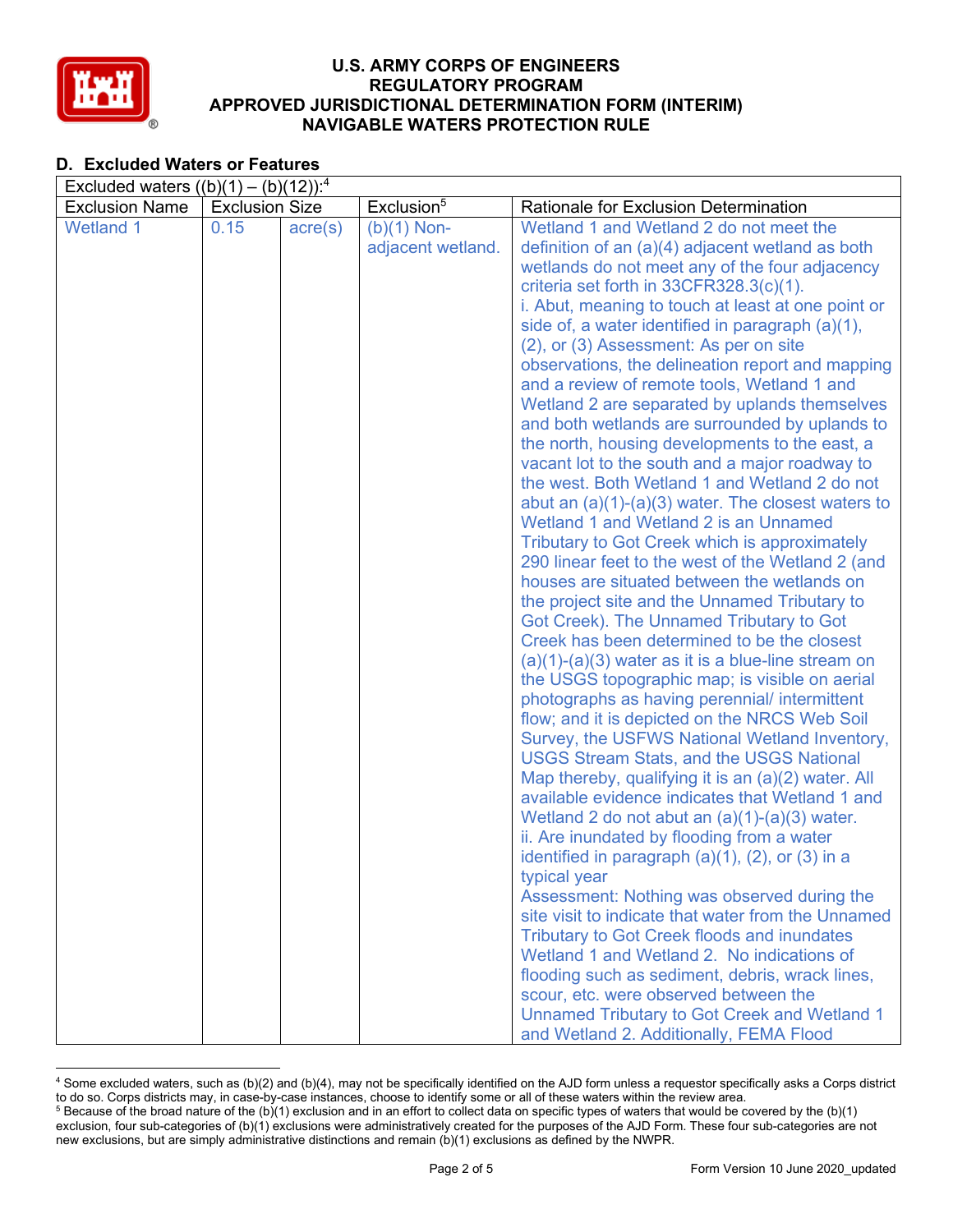## D. Excluded Waters or Features

| Excluded waters ((b)(1) – (b)(12)):[4] | | | | |
|---|---|---|---|---|
| Exclusion Name | Exclusion Size | | Exclusion[5] | Rationale for Exclusion Determination |
| Wetland 1 | 0.15 | acre(s) | (b)(1) Non-adjacent wetland. | Wetland 1 and Wetland 2 do not meet the definition of an (a)(4) adjacent wetland as both wetlands do not meet any of the four adjacency criteria set forth in 33CFR328.3(c)(1).<br>i. Abut, meaning to touch at least at one point or side of, a water identified in paragraph (a)(1), (2), or (3) Assessment: As per on site observations, the delineation report and mapping and a review of remote tools, Wetland 1 and Wetland 2 are separated by uplands themselves and both wetlands are surrounded by uplands to the north, housing developments to the east, a vacant lot to the south and a major roadway to the west. Both Wetland 1 and Wetland 2 do not abut an (a)(1)-(a)(3) water. The closest waters to Wetland 1 and Wetland 2 is an Unnamed Tributary to Got Creek which is approximately 290 linear feet to the west of the Wetland 2 (and houses are situated between the wetlands on the project site and the Unnamed Tributary to Got Creek). The Unnamed Tributary to Got Creek has been determined to be the closest (a)(1)-(a)(3) water as it is a blue-line stream on the USGS topographic map; is visible on aerial photographs as having perennial/ intermittent flow; and it is depicted on the NRCS Web Soil Survey, the USFWS National Wetland Inventory, USGS Stream Stats, and the USGS National Map thereby, qualifying it is an (a)(2) water. All available evidence indicates that Wetland 1 and Wetland 2 do not abut an (a)(1)-(a)(3) water.<br>ii. Are inundated by flooding from a water identified in paragraph (a)(1), (2), or (3) in a typical year<br>Assessment: Nothing was observed during the site visit to indicate that water from the Unnamed Tributary to Got Creek floods and inundates Wetland 1 and Wetland 2. No indications of flooding such as sediment, debris, wrack lines, scour, etc. were observed between the Unnamed Tributary to Got Creek and Wetland 1 and Wetland 2. Additionally, FEMA Flood |

[4] Some excluded waters, such as (b)(2) and (b)(4), may not be specifically identified on the AJD form unless a requestor specifically asks a Corps district to do so. Corps districts may, in case-by-case instances, choose to identify some or all of these waters within the review area.

[5] Because of the broad nature of the (b)(1) exclusion and in an effort to collect data on specific types of waters that would be covered by the (b)(1) exclusion, four sub-categories of (b)(1) exclusions were administratively created for the purposes of the AJD Form. These four sub-categories are not new exclusions, but are simply administrative distinctions and remain (b)(1) exclusions as defined by the NWPR.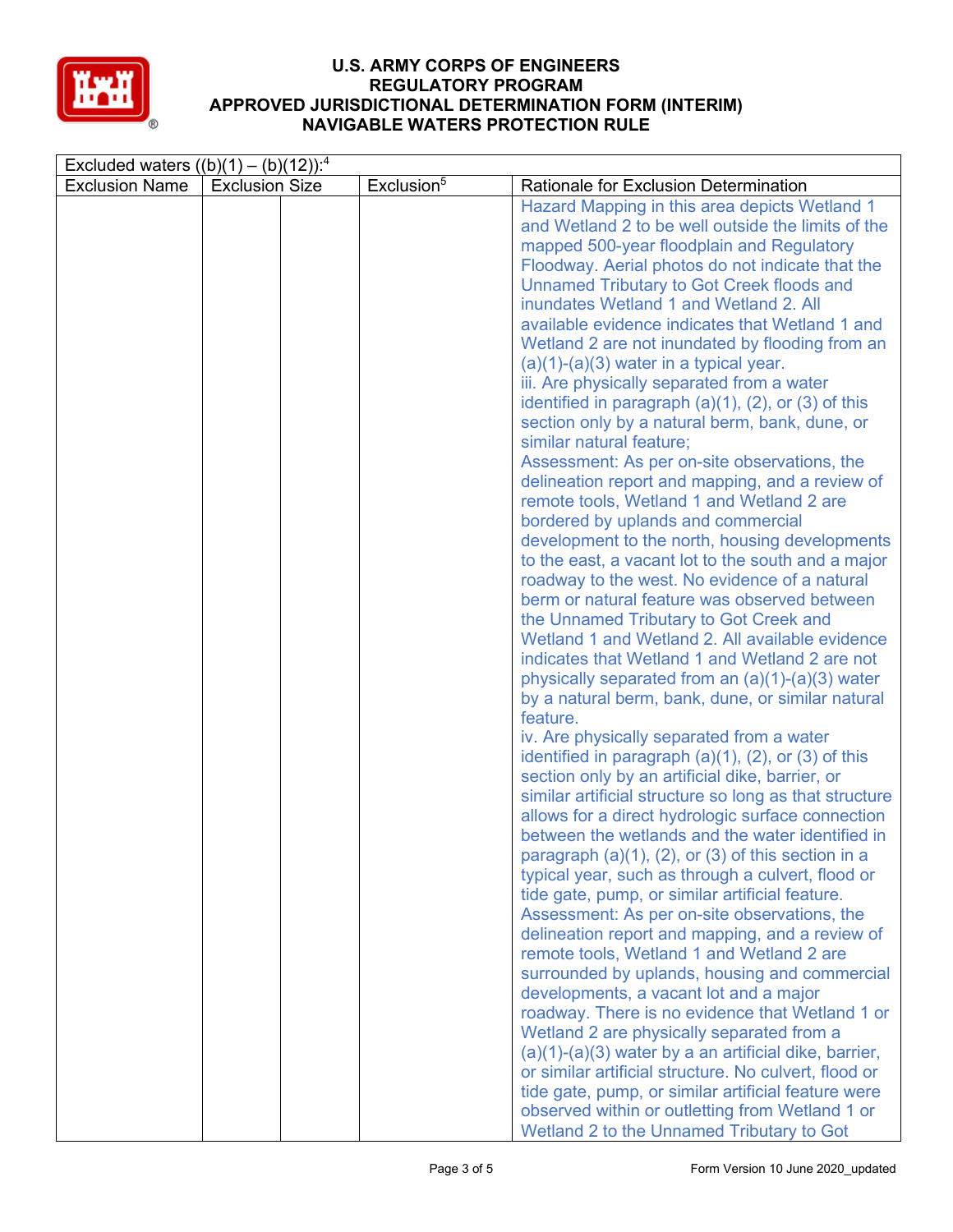# U.S. ARMY CORPS OF ENGINEERS
# REGULATORY PROGRAM
# APPROVED JURISDICTIONAL DETERMINATION FORM (INTERIM)
# NAVIGABLE WATERS PROTECTION RULE

| Excluded waters ((b)(1) – (b)(12)):[4] | | | | |
|---|---|---|---|---|
| Exclusion Name | Exclusion Size | | Exclusion[5] | Rationale for Exclusion Determination |
| | | | | Hazard Mapping in this area depicts Wetland 1 and Wetland 2 to be well outside the limits of the mapped 500-year floodplain and Regulatory Floodway. Aerial photos do not indicate that the Unnamed Tributary to Got Creek floods and inundates Wetland 1 and Wetland 2. All available evidence indicates that Wetland 1 and Wetland 2 are not inundated by flooding from an (a)(1)-(a)(3) water in a typical year.<br>iii. Are physically separated from a water identified in paragraph (a)(1), (2), or (3) of this section only by a natural berm, bank, dune, or similar natural feature;<br>Assessment: As per on-site observations, the delineation report and mapping, and a review of remote tools, Wetland 1 and Wetland 2 are bordered by uplands and commercial development to the north, housing developments to the east, a vacant lot to the south and a major roadway to the west. No evidence of a natural berm or natural feature was observed between the Unnamed Tributary to Got Creek and Wetland 1 and Wetland 2. All available evidence indicates that Wetland 1 and Wetland 2 are not physically separated from an (a)(1)-(a)(3) water by a natural berm, bank, dune, or similar natural feature.<br>iv. Are physically separated from a water identified in paragraph (a)(1), (2), or (3) of this section only by an artificial dike, barrier, or similar artificial structure so long as that structure allows for a direct hydrologic surface connection between the wetlands and the water identified in paragraph (a)(1), (2), or (3) of this section in a typical year, such as through a culvert, flood or tide gate, pump, or similar artificial feature.<br>Assessment: As per on-site observations, the delineation report and mapping, and a review of remote tools, Wetland 1 and Wetland 2 are surrounded by uplands, housing and commercial developments, a vacant lot and a major roadway. There is no evidence that Wetland 1 or Wetland 2 are physically separated from a (a)(1)-(a)(3) water by a an artificial dike, barrier, or similar artificial structure. No culvert, flood or tide gate, pump, or similar artificial feature were observed within or outletting from Wetland 1 or Wetland 2 to the Unnamed Tributary to Got |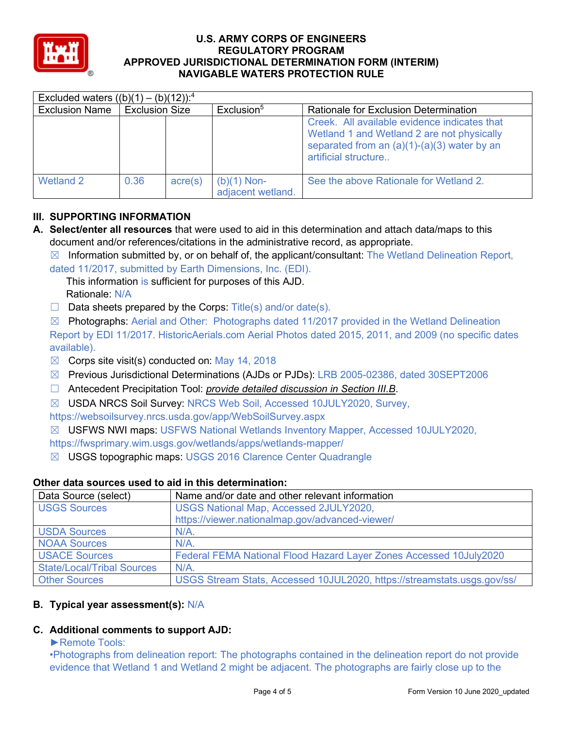| Excluded waters ((b)(1) – (b)(12)):[4] | | | | |
|---|---|---|---|---|
| Exclusion Name | Exclusion Size | | Exclusion[5] | Rationale for Exclusion Determination |
| | | | | Creek. All available evidence indicates that Wetland 1 and Wetland 2 are not physically separated from an (a)(1)-(a)(3) water by an artificial structure.. |
| Wetland 2 | 0.36 | acre(s) | (b)(1) Non-adjacent wetland. | See the above Rationale for Wetland 2. |

## III. SUPPORTING INFORMATION

**A. Select/enter all resources** that were used to aid in this determination and attach data/maps to this document and/or references/citations in the administrative record, as appropriate.

☒ Information submitted by, or on behalf of, the applicant/consultant: The Wetland Delineation Report, dated 11/2017, submitted by Earth Dimensions, Inc. (EDI).
This information is sufficient for purposes of this AJD.
Rationale: N/A

☐ Data sheets prepared by the Corps: Title(s) and/or date(s).

☒ Photographs: Aerial and Other: Photographs dated 11/2017 provided in the Wetland Delineation Report by EDI 11/2017. HistoricAerials.com Aerial Photos dated 2015, 2011, and 2009 (no specific dates available).

☒ Corps site visit(s) conducted on: May 14, 2018

☒ Previous Jurisdictional Determinations (AJDs or PJDs): LRB 2005-02386, dated 30SEPT2006

☐ Antecedent Precipitation Tool: *provide detailed discussion in Section III.B*.

☒ USDA NRCS Soil Survey: NRCS Web Soil, Accessed 10JULY2020, Survey, https://websoilsurvey.nrcs.usda.gov/app/WebSoilSurvey.aspx

☒ USFWS NWI maps: USFWS National Wetlands Inventory Mapper, Accessed 10JULY2020, https://fwsprimary.wim.usgs.gov/wetlands/apps/wetlands-mapper/

☒ USGS topographic maps: USGS 2016 Clarence Center Quadrangle

**Other data sources used to aid in this determination:**

| Data Source (select) | Name and/or date and other relevant information |
|---|---|
| USGS Sources | USGS National Map, Accessed 2JULY2020, https://viewer.nationalmap.gov/advanced-viewer/ |
| USDA Sources | N/A. |
| NOAA Sources | N/A. |
| USACE Sources | Federal FEMA National Flood Hazard Layer Zones Accessed 10July2020 |
| State/Local/Tribal Sources | N/A. |
| Other Sources | USGS Stream Stats, Accessed 10JUL2020, https://streamstats.usgs.gov/ss/ |

**B. Typical year assessment(s):** N/A

**C. Additional comments to support AJD:**

►Remote Tools:

•Photographs from delineation report: The photographs contained in the delineation report do not provide evidence that Wetland 1 and Wetland 2 might be adjacent. The photographs are fairly close up to the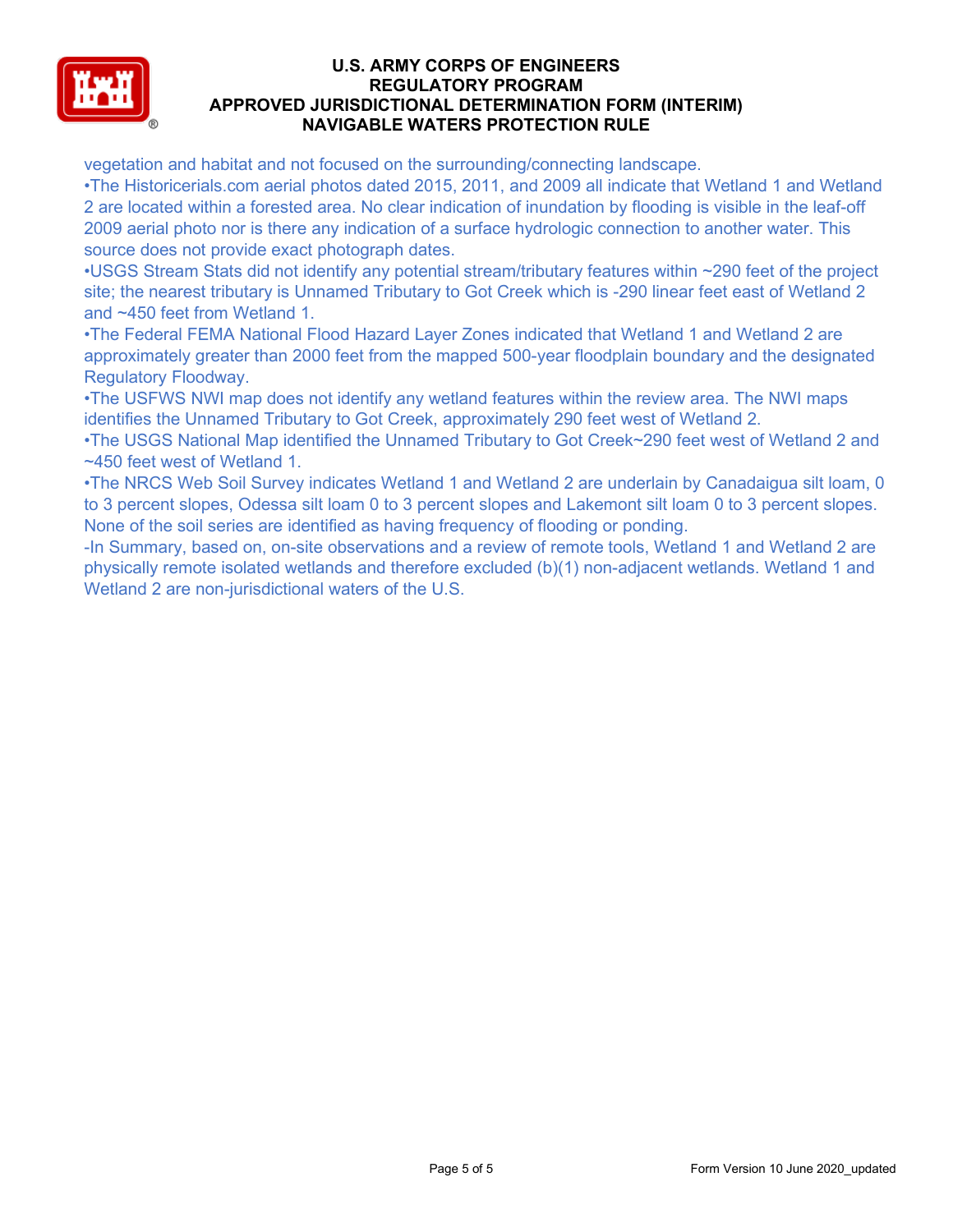vegetation and habitat and not focused on the surrounding/connecting landscape.

•The Historicerials.com aerial photos dated 2015, 2011, and 2009 all indicate that Wetland 1 and Wetland 2 are located within a forested area. No clear indication of inundation by flooding is visible in the leaf-off 2009 aerial photo nor is there any indication of a surface hydrologic connection to another water. This source does not provide exact photograph dates.

•USGS Stream Stats did not identify any potential stream/tributary features within ~290 feet of the project site; the nearest tributary is Unnamed Tributary to Got Creek which is -290 linear feet east of Wetland 2 and ~450 feet from Wetland 1.

•The Federal FEMA National Flood Hazard Layer Zones indicated that Wetland 1 and Wetland 2 are approximately greater than 2000 feet from the mapped 500-year floodplain boundary and the designated Regulatory Floodway.

•The USFWS NWI map does not identify any wetland features within the review area. The NWI maps identifies the Unnamed Tributary to Got Creek, approximately 290 feet west of Wetland 2.

•The USGS National Map identified the Unnamed Tributary to Got Creek~290 feet west of Wetland 2 and ~450 feet west of Wetland 1.

•The NRCS Web Soil Survey indicates Wetland 1 and Wetland 2 are underlain by Canadaigua silt loam, 0 to 3 percent slopes, Odessa silt loam 0 to 3 percent slopes and Lakemont silt loam 0 to 3 percent slopes. None of the soil series are identified as having frequency of flooding or ponding.

-In Summary, based on, on-site observations and a review of remote tools, Wetland 1 and Wetland 2 are physically remote isolated wetlands and therefore excluded (b)(1) non-adjacent wetlands. Wetland 1 and Wetland 2 are non-jurisdictional waters of the U.S.